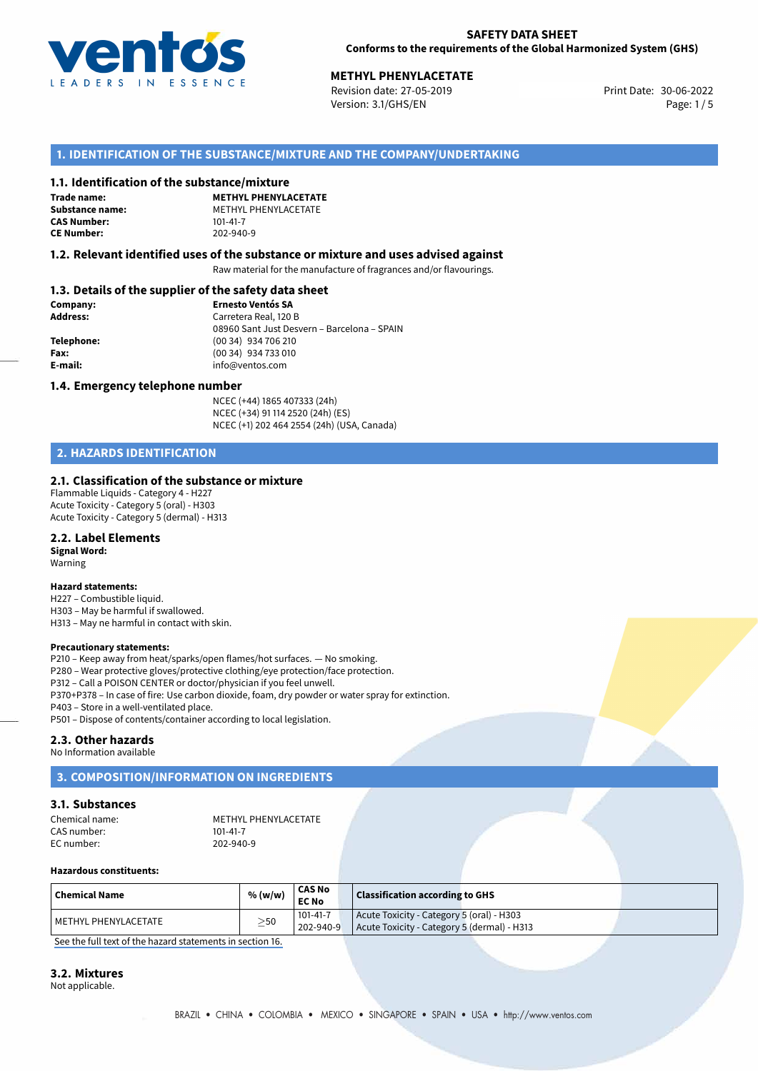**SAFETY DATA SHEET**
**Conforms to the requirements of the Global Harmonized System (GHS)**

**METHYL PHENYLACETATE**
Revision date: 27-05-2019
Version: 3.1/GHS/EN
Print Date: 30-06-2022

## 1. IDENTIFICATION OF THE SUBSTANCE/MIXTURE AND THE COMPANY/UNDERTAKING

### 1.1. Identification of the substance/mixture

**Trade name:** **METHYL PHENYLACETATE**
**Substance name:** METHYL PHENYLACETATE
**CAS Number:** 101-41-7
**CE Number:** 202-940-9

### 1.2. Relevant identified uses of the substance or mixture and uses advised against

Raw material for the manufacture of fragrances and/or flavourings.

### 1.3. Details of the supplier of the safety data sheet

**Company:** **Ernesto Ventós SA**
**Address:** Carretera Real, 120 B
08960 Sant Just Desvern – Barcelona – SPAIN
**Telephone:** (00 34) 934 706 210
**Fax:** (00 34) 934 733 010
**E-mail:** info@ventos.com

### 1.4. Emergency telephone number

NCEC (+44) 1865 407333 (24h)
NCEC (+34) 91 114 2520 (24h) (ES)
NCEC (+1) 202 464 2554 (24h) (USA, Canada)

## 2. HAZARDS IDENTIFICATION

### 2.1. Classification of the substance or mixture

Flammable Liquids - Category 4 - H227
Acute Toxicity - Category 5 (oral) - H303
Acute Toxicity - Category 5 (dermal) - H313

### 2.2. Label Elements

**Signal Word:**
Warning

**Hazard statements:**
H227 – Combustible liquid.
H303 – May be harmful if swallowed.
H313 – May ne harmful in contact with skin.

**Precautionary statements:**
P210 – Keep away from heat/sparks/open flames/hot surfaces. — No smoking.
P280 – Wear protective gloves/protective clothing/eye protection/face protection.
P312 – Call a POISON CENTER or doctor/physician if you feel unwell.
P370+P378 – In case of fire: Use carbon dioxide, foam, dry powder or water spray for extinction.
P403 – Store in a well-ventilated place.
P501 – Dispose of contents/container according to local legislation.

### 2.3. Other hazards

No Information available

## 3. COMPOSITION/INFORMATION ON INGREDIENTS

### 3.1. Substances

Chemical name: METHYL PHENYLACETATE
CAS number: 101-41-7
EC number: 202-940-9

**Hazardous constituents:**

| Chemical Name | % (w/w) | CAS No<br>EC No | Classification according to GHS |
|---|---|---|---|
| METHYL PHENYLACETATE | ≥50 | 101-41-7<br>202-940-9 | Acute Toxicity - Category 5 (oral) - H303<br>Acute Toxicity - Category 5 (dermal) - H313 |

See the full text of the hazard statements in section 16.

### 3.2. Mixtures

Not applicable.

BRAZIL • CHINA • COLOMBIA • MEXICO • SINGAPORE • SPAIN • USA • http://www.ventos.com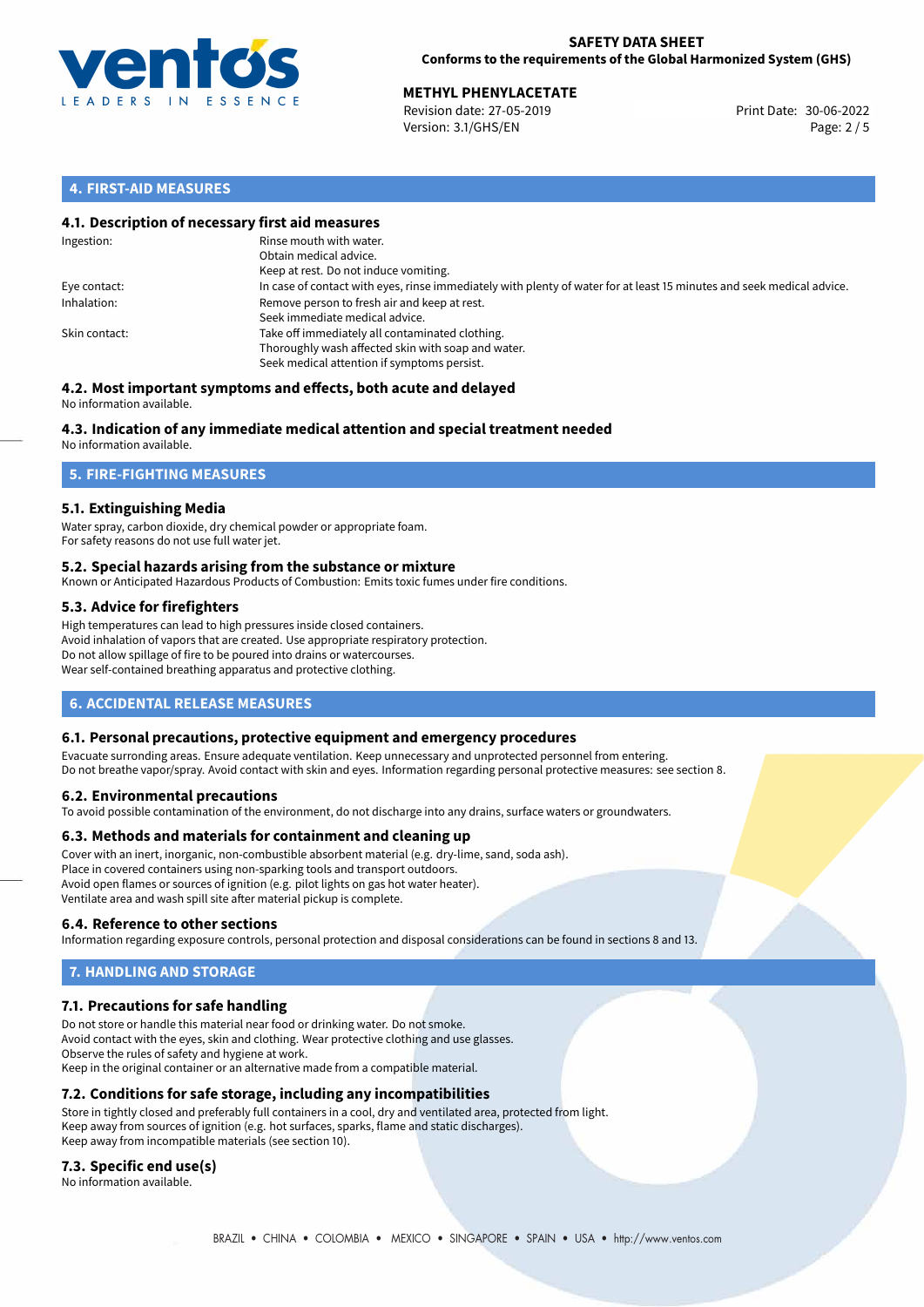## 4. FIRST-AID MEASURES

### 4.1. Description of necessary first aid measures

| | |
|---|---|
| Ingestion: | Rinse mouth with water.<br>Obtain medical advice.<br>Keep at rest. Do not induce vomiting. |
| Eye contact: | In case of contact with eyes, rinse immediately with plenty of water for at least 15 minutes and seek medical advice. |
| Inhalation: | Remove person to fresh air and keep at rest.<br>Seek immediate medical advice. |
| Skin contact: | Take off immediately all contaminated clothing.<br>Thoroughly wash affected skin with soap and water.<br>Seek medical attention if symptoms persist. |

### 4.2. Most important symptoms and effects, both acute and delayed

No information available.

### 4.3. Indication of any immediate medical attention and special treatment needed

No information available.

## 5. FIRE-FIGHTING MEASURES

### 5.1. Extinguishing Media

Water spray, carbon dioxide, dry chemical powder or appropriate foam.
For safety reasons do not use full water jet.

### 5.2. Special hazards arising from the substance or mixture

Known or Anticipated Hazardous Products of Combustion: Emits toxic fumes under fire conditions.

### 5.3. Advice for firefighters

High temperatures can lead to high pressures inside closed containers.
Avoid inhalation of vapors that are created. Use appropriate respiratory protection.
Do not allow spillage of fire to be poured into drains or watercourses.
Wear self-contained breathing apparatus and protective clothing.

## 6. ACCIDENTAL RELEASE MEASURES

### 6.1. Personal precautions, protective equipment and emergency procedures

Evacuate surronding areas. Ensure adequate ventilation. Keep unnecessary and unprotected personnel from entering.
Do not breathe vapor/spray. Avoid contact with skin and eyes. Information regarding personal protective measures: see section 8.

### 6.2. Environmental precautions

To avoid possible contamination of the environment, do not discharge into any drains, surface waters or groundwaters.

### 6.3. Methods and materials for containment and cleaning up

Cover with an inert, inorganic, non-combustible absorbent material (e.g. dry-lime, sand, soda ash).
Place in covered containers using non-sparking tools and transport outdoors.
Avoid open flames or sources of ignition (e.g. pilot lights on gas hot water heater).
Ventilate area and wash spill site after material pickup is complete.

### 6.4. Reference to other sections

Information regarding exposure controls, personal protection and disposal considerations can be found in sections 8 and 13.

## 7. HANDLING AND STORAGE

### 7.1. Precautions for safe handling

Do not store or handle this material near food or drinking water. Do not smoke.
Avoid contact with the eyes, skin and clothing. Wear protective clothing and use glasses.
Observe the rules of safety and hygiene at work.
Keep in the original container or an alternative made from a compatible material.

### 7.2. Conditions for safe storage, including any incompatibilities

Store in tightly closed and preferably full containers in a cool, dry and ventilated area, protected from light.
Keep away from sources of ignition (e.g. hot surfaces, sparks, flame and static discharges).
Keep away from incompatible materials (see section 10).

### 7.3. Specific end use(s)

No information available.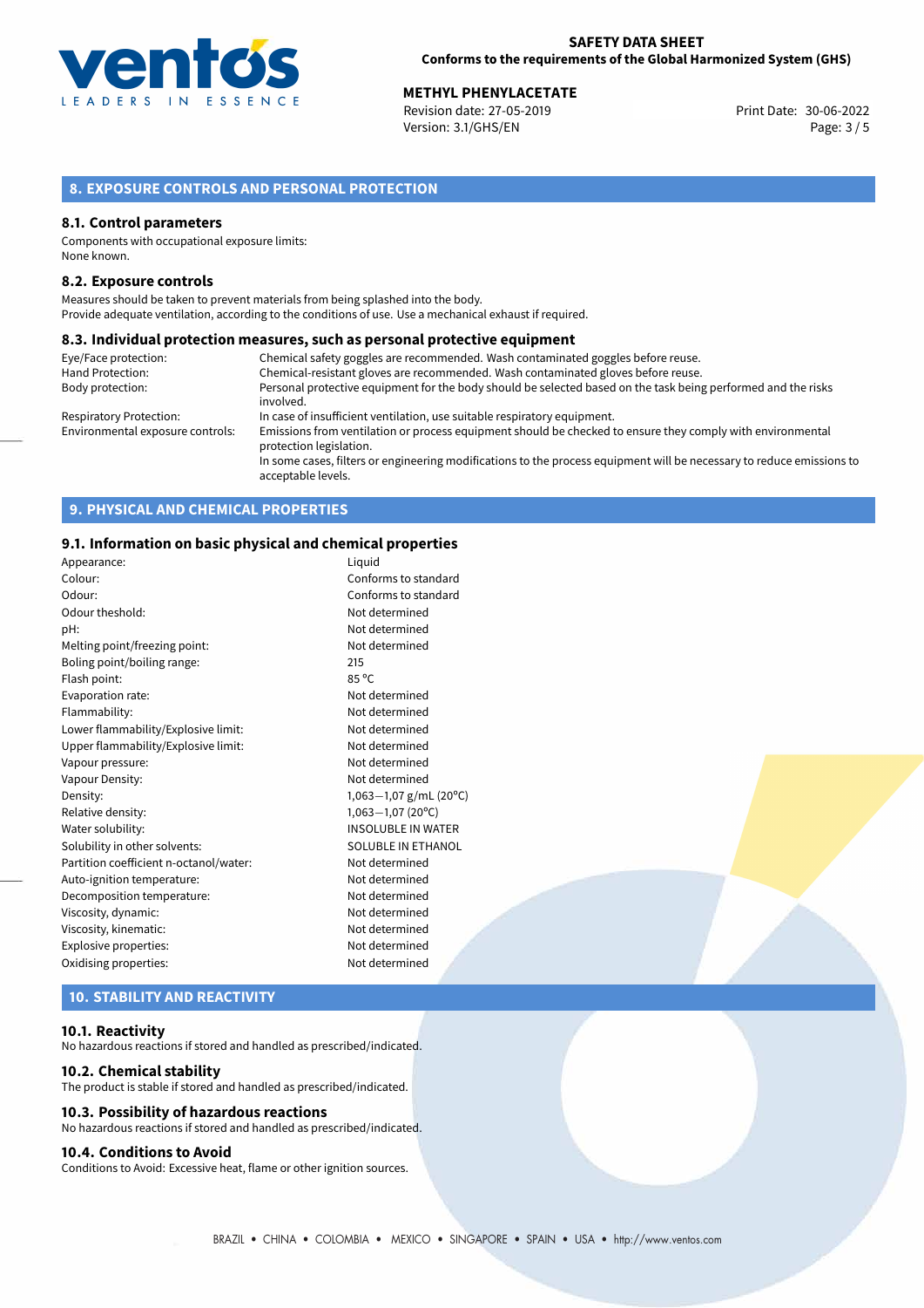## 8. EXPOSURE CONTROLS AND PERSONAL PROTECTION

### 8.1. Control parameters

Components with occupational exposure limits:
None known.

### 8.2. Exposure controls

Measures should be taken to prevent materials from being splashed into the body.
Provide adequate ventilation, according to the conditions of use. Use a mechanical exhaust if required.

### 8.3. Individual protection measures, such as personal protective equipment

| | |
|---|---|
| Eye/Face protection: | Chemical safety goggles are recommended. Wash contaminated goggles before reuse. |
| Hand Protection: | Chemical-resistant gloves are recommended. Wash contaminated gloves before reuse. |
| Body protection: | Personal protective equipment for the body should be selected based on the task being performed and the risks involved. |
| Respiratory Protection: | In case of insufficient ventilation, use suitable respiratory equipment. |
| Environmental exposure controls: | Emissions from ventilation or process equipment should be checked to ensure they comply with environmental protection legislation. In some cases, filters or engineering modifications to the process equipment will be necessary to reduce emissions to acceptable levels. |

## 9. PHYSICAL AND CHEMICAL PROPERTIES

### 9.1. Information on basic physical and chemical properties

| | |
|---|---|
| Appearance: | Liquid |
| Colour: | Conforms to standard |
| Odour: | Conforms to standard |
| Odour theshold: | Not determined |
| pH: | Not determined |
| Melting point/freezing point: | Not determined |
| Boling point/boiling range: | 215 |
| Flash point: | 85 °C |
| Evaporation rate: | Not determined |
| Flammability: | Not determined |
| Lower flammability/Explosive limit: | Not determined |
| Upper flammability/Explosive limit: | Not determined |
| Vapour pressure: | Not determined |
| Vapour Density: | Not determined |
| Density: | 1,063−1,07 g/mL (20°C) |
| Relative density: | 1,063−1,07 (20°C) |
| Water solubility: | INSOLUBLE IN WATER |
| Solubility in other solvents: | SOLUBLE IN ETHANOL |
| Partition coefficient n-octanol/water: | Not determined |
| Auto-ignition temperature: | Not determined |
| Decomposition temperature: | Not determined |
| Viscosity, dynamic: | Not determined |
| Viscosity, kinematic: | Not determined |
| Explosive properties: | Not determined |
| Oxidising properties: | Not determined |

## 10. STABILITY AND REACTIVITY

### 10.1. Reactivity

No hazardous reactions if stored and handled as prescribed/indicated.

### 10.2. Chemical stability

The product is stable if stored and handled as prescribed/indicated.

### 10.3. Possibility of hazardous reactions

No hazardous reactions if stored and handled as prescribed/indicated.

### 10.4. Conditions to Avoid

Conditions to Avoid: Excessive heat, flame or other ignition sources.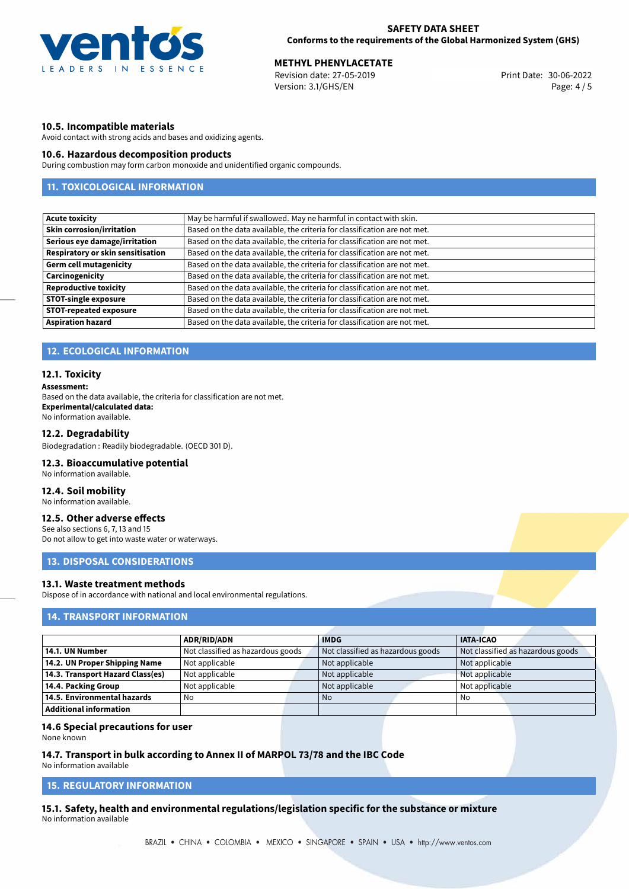### 10.5. Incompatible materials

Avoid contact with strong acids and bases and oxidizing agents.

### 10.6. Hazardous decomposition products

During combustion may form carbon monoxide and unidentified organic compounds.

## 11. TOXICOLOGICAL INFORMATION

| | |
|---|---|
| **Acute toxicity** | May be harmful if swallowed. May ne harmful in contact with skin. |
| **Skin corrosion/irritation** | Based on the data available, the criteria for classification are not met. |
| **Serious eye damage/irritation** | Based on the data available, the criteria for classification are not met. |
| **Respiratory or skin sensitisation** | Based on the data available, the criteria for classification are not met. |
| **Germ cell mutagenicity** | Based on the data available, the criteria for classification are not met. |
| **Carcinogenicity** | Based on the data available, the criteria for classification are not met. |
| **Reproductive toxicity** | Based on the data available, the criteria for classification are not met. |
| **STOT-single exposure** | Based on the data available, the criteria for classification are not met. |
| **STOT-repeated exposure** | Based on the data available, the criteria for classification are not met. |
| **Aspiration hazard** | Based on the data available, the criteria for classification are not met. |

## 12. ECOLOGICAL INFORMATION

### 12.1. Toxicity

**Assessment:**
Based on the data available, the criteria for classification are not met.
**Experimental/calculated data:**
No information available.

### 12.2. Degradability

Biodegradation : Readily biodegradable. (OECD 301 D).

### 12.3. Bioaccumulative potential

No information available.

### 12.4. Soil mobility

No information available.

### 12.5. Other adverse effects

See also sections 6, 7, 13 and 15
Do not allow to get into waste water or waterways.

## 13. DISPOSAL CONSIDERATIONS

### 13.1. Waste treatment methods

Dispose of in accordance with national and local environmental regulations.

## 14. TRANSPORT INFORMATION

| | ADR/RID/ADN | IMDG | IATA-ICAO |
|---|---|---|---|
| **14.1. UN Number** | Not classified as hazardous goods | Not classified as hazardous goods | Not classified as hazardous goods |
| **14.2. UN Proper Shipping Name** | Not applicable | Not applicable | Not applicable |
| **14.3. Transport Hazard Class(es)** | Not applicable | Not applicable | Not applicable |
| **14.4. Packing Group** | Not applicable | Not applicable | Not applicable |
| **14.5. Environmental hazards** | No | No | No |
| **Additional information** | | | |

### 14.6 Special precautions for user

None known

### 14.7. Transport in bulk according to Annex II of MARPOL 73/78 and the IBC Code

No information available

## 15. REGULATORY INFORMATION

### 15.1. Safety, health and environmental regulations/legislation specific for the substance or mixture

No information available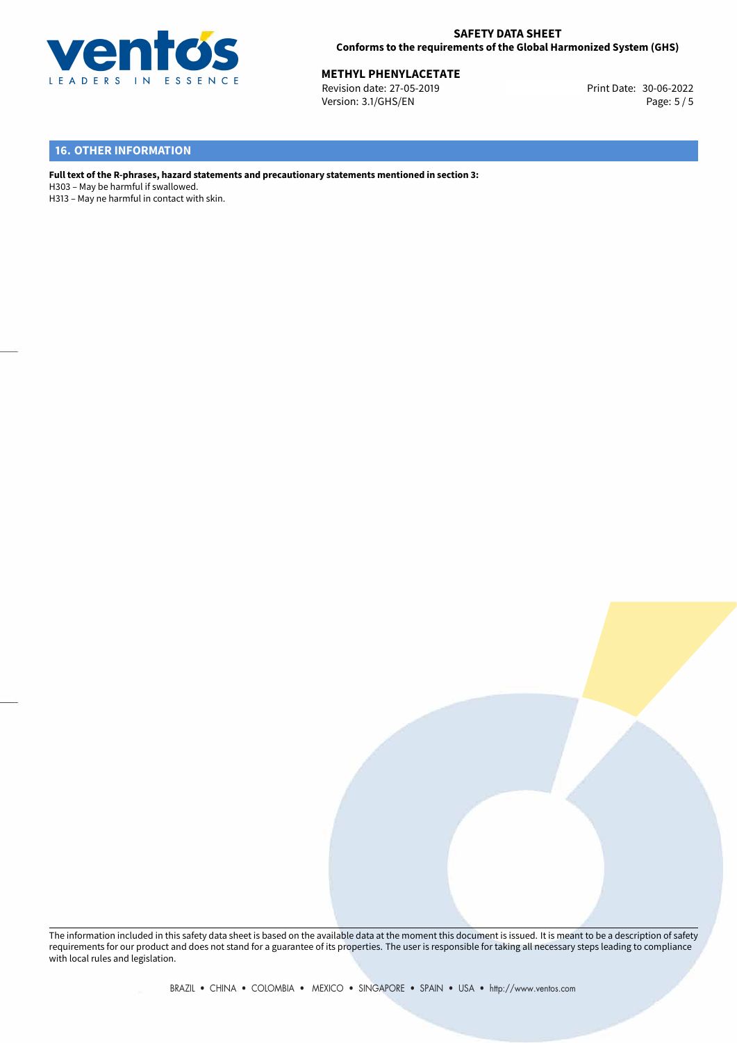## 16. OTHER INFORMATION

**Full text of the R-phrases, hazard statements and precautionary statements mentioned in section 3:**

H303 – May be harmful if swallowed.
H313 – May ne harmful in contact with skin.

The information included in this safety data sheet is based on the available data at the moment this document is issued. It is meant to be a description of safety requirements for our product and does not stand for a guarantee of its properties. The user is responsible for taking all necessary steps leading to compliance with local rules and legislation.